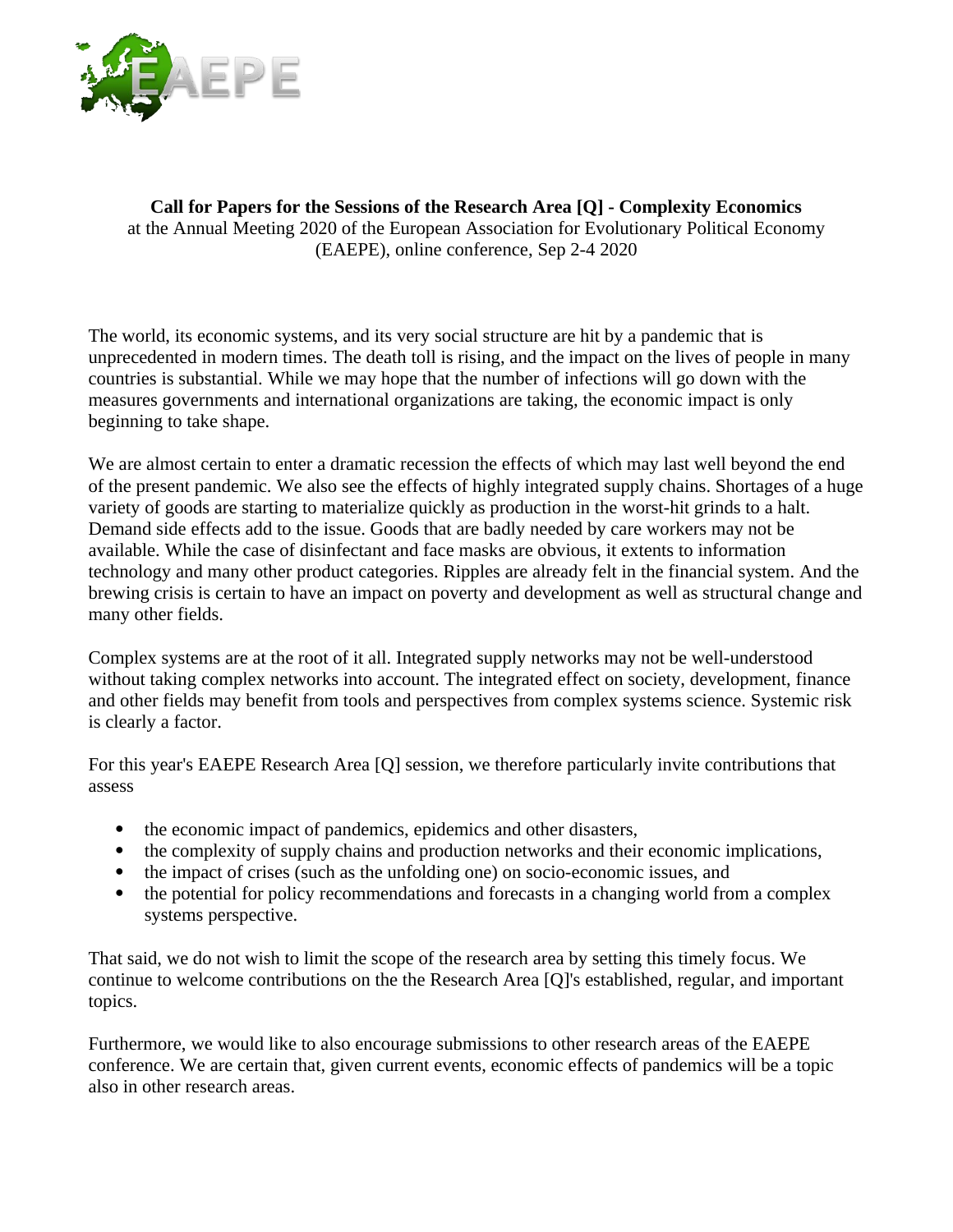**Call for Papers for the Sessions of the Research Area [Q] - Complexity Economics**
at the Annual Meeting 2020 of the European Association for Evolutionary Political Economy (EAEPE), online conference, Sep 2-4 2020

The world, its economic systems, and its very social structure are hit by a pandemic that is unprecedented in modern times. The death toll is rising, and the impact on the lives of people in many countries is substantial. While we may hope that the number of infections will go down with the measures governments and international organizations are taking, the economic impact is only beginning to take shape.

We are almost certain to enter a dramatic recession the effects of which may last well beyond the end of the present pandemic. We also see the effects of highly integrated supply chains. Shortages of a huge variety of goods are starting to materialize quickly as production in the worst-hit grinds to a halt. Demand side effects add to the issue. Goods that are badly needed by care workers may not be available. While the case of disinfectant and face masks are obvious, it extents to information technology and many other product categories. Ripples are already felt in the financial system. And the brewing crisis is certain to have an impact on poverty and development as well as structural change and many other fields.

Complex systems are at the root of it all. Integrated supply networks may not be well-understood without taking complex networks into account. The integrated effect on society, development, finance and other fields may benefit from tools and perspectives from complex systems science. Systemic risk is clearly a factor.

For this year's EAEPE Research Area [Q] session, we therefore particularly invite contributions that assess

- the economic impact of pandemics, epidemics and other disasters,
- the complexity of supply chains and production networks and their economic implications,
- the impact of crises (such as the unfolding one) on socio-economic issues, and
- the potential for policy recommendations and forecasts in a changing world from a complex systems perspective.

That said, we do not wish to limit the scope of the research area by setting this timely focus. We continue to welcome contributions on the the Research Area [Q]'s established, regular, and important topics.

Furthermore, we would like to also encourage submissions to other research areas of the EAEPE conference. We are certain that, given current events, economic effects of pandemics will be a topic also in other research areas.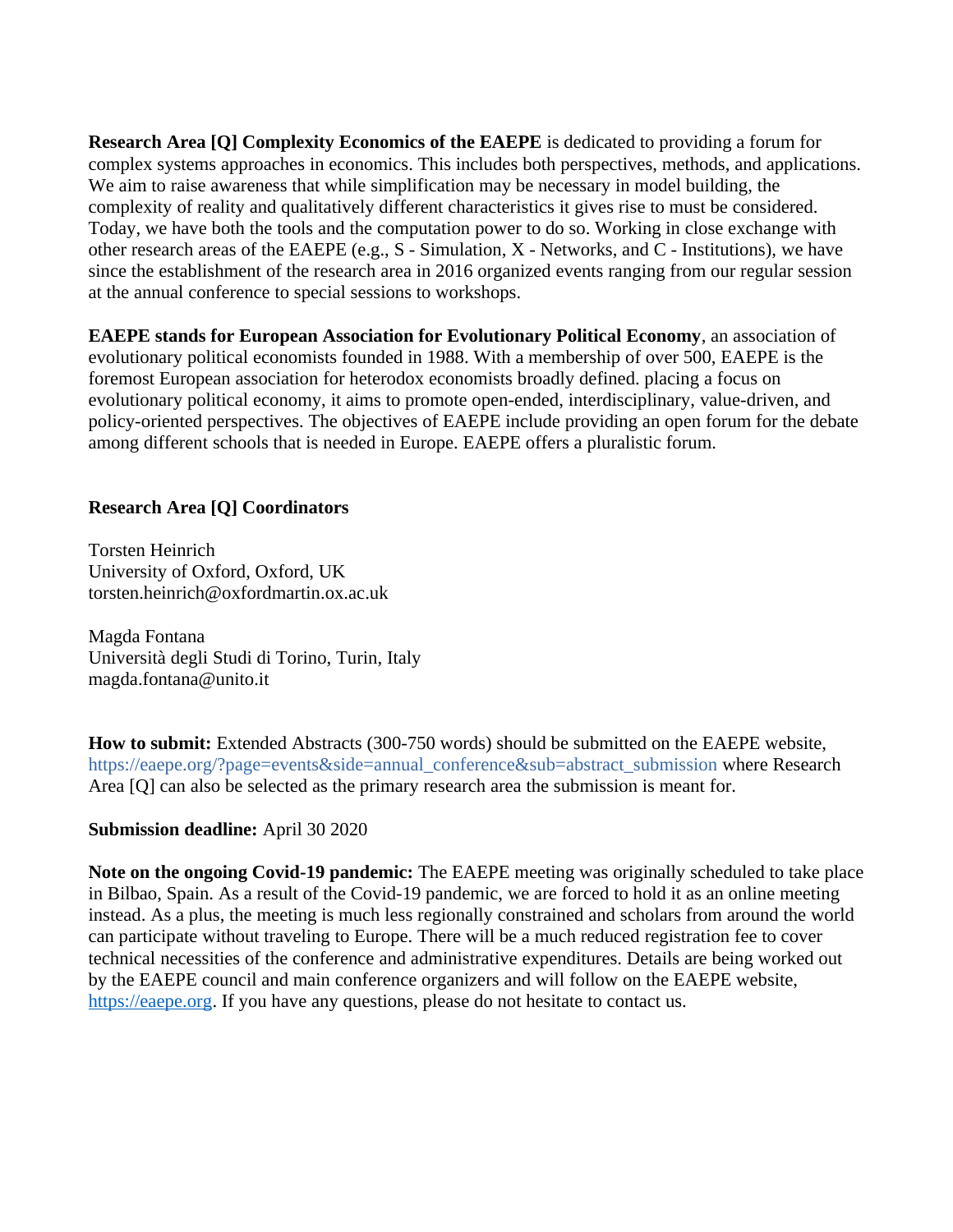**Research Area [Q] Complexity Economics of the EAEPE** is dedicated to providing a forum for complex systems approaches in economics. This includes both perspectives, methods, and applications. We aim to raise awareness that while simplification may be necessary in model building, the complexity of reality and qualitatively different characteristics it gives rise to must be considered. Today, we have both the tools and the computation power to do so. Working in close exchange with other research areas of the EAEPE (e.g., S - Simulation, X - Networks, and C - Institutions), we have since the establishment of the research area in 2016 organized events ranging from our regular session at the annual conference to special sessions to workshops.

**EAEPE stands for European Association for Evolutionary Political Economy**, an association of evolutionary political economists founded in 1988. With a membership of over 500, EAEPE is the foremost European association for heterodox economists broadly defined. placing a focus on evolutionary political economy, it aims to promote open-ended, interdisciplinary, value-driven, and policy-oriented perspectives. The objectives of EAEPE include providing an open forum for the debate among different schools that is needed in Europe. EAEPE offers a pluralistic forum.

**Research Area [Q] Coordinators**

Torsten Heinrich
University of Oxford, Oxford, UK
torsten.heinrich@oxfordmartin.ox.ac.uk

Magda Fontana
Università degli Studi di Torino, Turin, Italy
magda.fontana@unito.it

**How to submit:** Extended Abstracts (300-750 words) should be submitted on the EAEPE website, https://eaepe.org/?page=events&side=annual_conference&sub=abstract_submission where Research Area [Q] can also be selected as the primary research area the submission is meant for.

**Submission deadline:** April 30 2020

**Note on the ongoing Covid-19 pandemic:** The EAEPE meeting was originally scheduled to take place in Bilbao, Spain. As a result of the Covid-19 pandemic, we are forced to hold it as an online meeting instead. As a plus, the meeting is much less regionally constrained and scholars from around the world can participate without traveling to Europe. There will be a much reduced registration fee to cover technical necessities of the conference and administrative expenditures. Details are being worked out by the EAEPE council and main conference organizers and will follow on the EAEPE website, https://eaepe.org. If you have any questions, please do not hesitate to contact us.